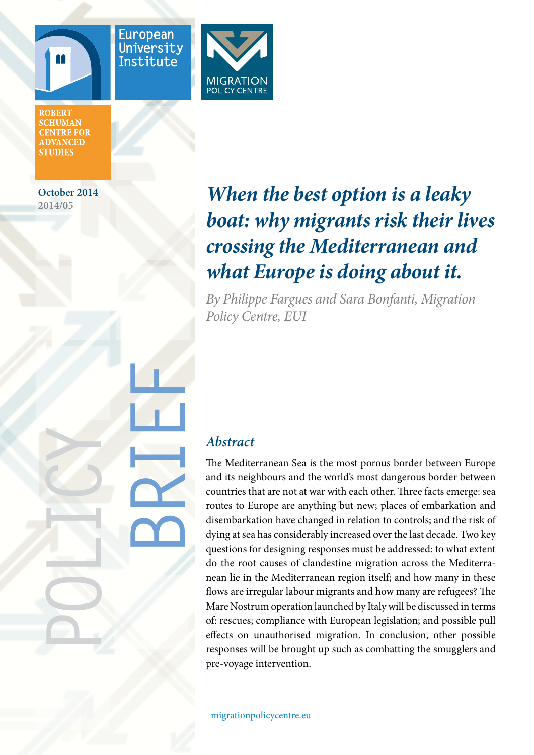European University Institute

ROBERT SCHUMAN CENTRE FOR ADVANCED STUDIES

MIGRATION POLICY CENTRE

October 2014
2014/05

POLICY BRIEF

# *When the best option is a leaky boat: why migrants risk their lives crossing the Mediterranean and what Europe is doing about it.*

*By Philippe Fargues and Sara Bonfanti, Migration Policy Centre, EUI*

## *Abstract*

The Mediterranean Sea is the most porous border between Europe and its neighbours and the world's most dangerous border between countries that are not at war with each other. Three facts emerge: sea routes to Europe are anything but new; places of embarkation and disembarkation have changed in relation to controls; and the risk of dying at sea has considerably increased over the last decade. Two key questions for designing responses must be addressed: to what extent do the root causes of clandestine migration across the Mediterranean lie in the Mediterranean region itself; and how many in these flows are irregular labour migrants and how many are refugees? The Mare Nostrum operation launched by Italy will be discussed in terms of: rescues; compliance with European legislation; and possible pull effects on unauthorised migration. In conclusion, other possible responses will be brought up such as combatting the smugglers and pre-voyage intervention.

migrationpolicycentre.eu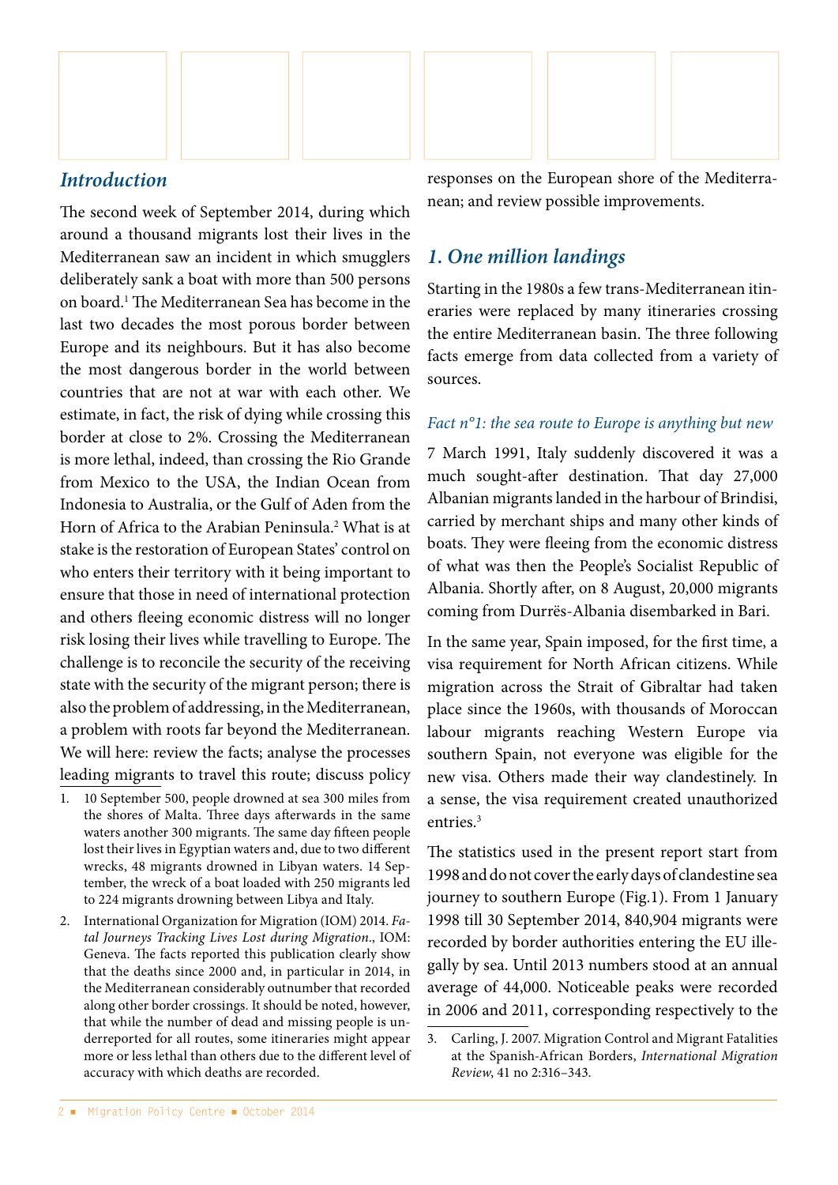## Introduction

The second week of September 2014, during which around a thousand migrants lost their lives in the Mediterranean saw an incident in which smugglers deliberately sank a boat with more than 500 persons on board.[1] The Mediterranean Sea has become in the last two decades the most porous border between Europe and its neighbours. But it has also become the most dangerous border in the world between countries that are not at war with each other. We estimate, in fact, the risk of dying while crossing this border at close to 2%. Crossing the Mediterranean is more lethal, indeed, than crossing the Rio Grande from Mexico to the USA, the Indian Ocean from Indonesia to Australia, or the Gulf of Aden from the Horn of Africa to the Arabian Peninsula.[2] What is at stake is the restoration of European States' control on who enters their territory with it being important to ensure that those in need of international protection and others fleeing economic distress will no longer risk losing their lives while travelling to Europe. The challenge is to reconcile the security of the receiving state with the security of the migrant person; there is also the problem of addressing, in the Mediterranean, a problem with roots far beyond the Mediterranean. We will here: review the facts; analyse the processes leading migrants to travel this route; discuss policy responses on the European shore of the Mediterranean; and review possible improvements.

1. 10 September 500, people drowned at sea 300 miles from the shores of Malta. Three days afterwards in the same waters another 300 migrants. The same day fifteen people lost their lives in Egyptian waters and, due to two different wrecks, 48 migrants drowned in Libyan waters. 14 September, the wreck of a boat loaded with 250 migrants led to 224 migrants drowning between Libya and Italy.
2. International Organization for Migration (IOM) 2014. *Fatal Journeys Tracking Lives Lost during Migration*., IOM: Geneva. The facts reported this publication clearly show that the deaths since 2000 and, in particular in 2014, in the Mediterranean considerably outnumber that recorded along other border crossings. It should be noted, however, that while the number of dead and missing people is underreported for all routes, some itineraries might appear more or less lethal than others due to the different level of accuracy with which deaths are recorded.

## 1. One million landings

Starting in the 1980s a few trans-Mediterranean itineraries were replaced by many itineraries crossing the entire Mediterranean basin. The three following facts emerge from data collected from a variety of sources.

### *Fact n°1: the sea route to Europe is anything but new*

7 March 1991, Italy suddenly discovered it was a much sought-after destination. That day 27,000 Albanian migrants landed in the harbour of Brindisi, carried by merchant ships and many other kinds of boats. They were fleeing from the economic distress of what was then the People's Socialist Republic of Albania. Shortly after, on 8 August, 20,000 migrants coming from Durrës-Albania disembarked in Bari.

In the same year, Spain imposed, for the first time, a visa requirement for North African citizens. While migration across the Strait of Gibraltar had taken place since the 1960s, with thousands of Moroccan labour migrants reaching Western Europe via southern Spain, not everyone was eligible for the new visa. Others made their way clandestinely. In a sense, the visa requirement created unauthorized entries.[3]

The statistics used in the present report start from 1998 and do not cover the early days of clandestine sea journey to southern Europe (Fig.1). From 1 January 1998 till 30 September 2014, 840,904 migrants were recorded by border authorities entering the EU illegally by sea. Until 2013 numbers stood at an annual average of 44,000. Noticeable peaks were recorded in 2006 and 2011, corresponding respectively to the

3. Carling, J. 2007. Migration Control and Migrant Fatalities at the Spanish-African Borders, *International Migration Review*, 41 no 2:316–343.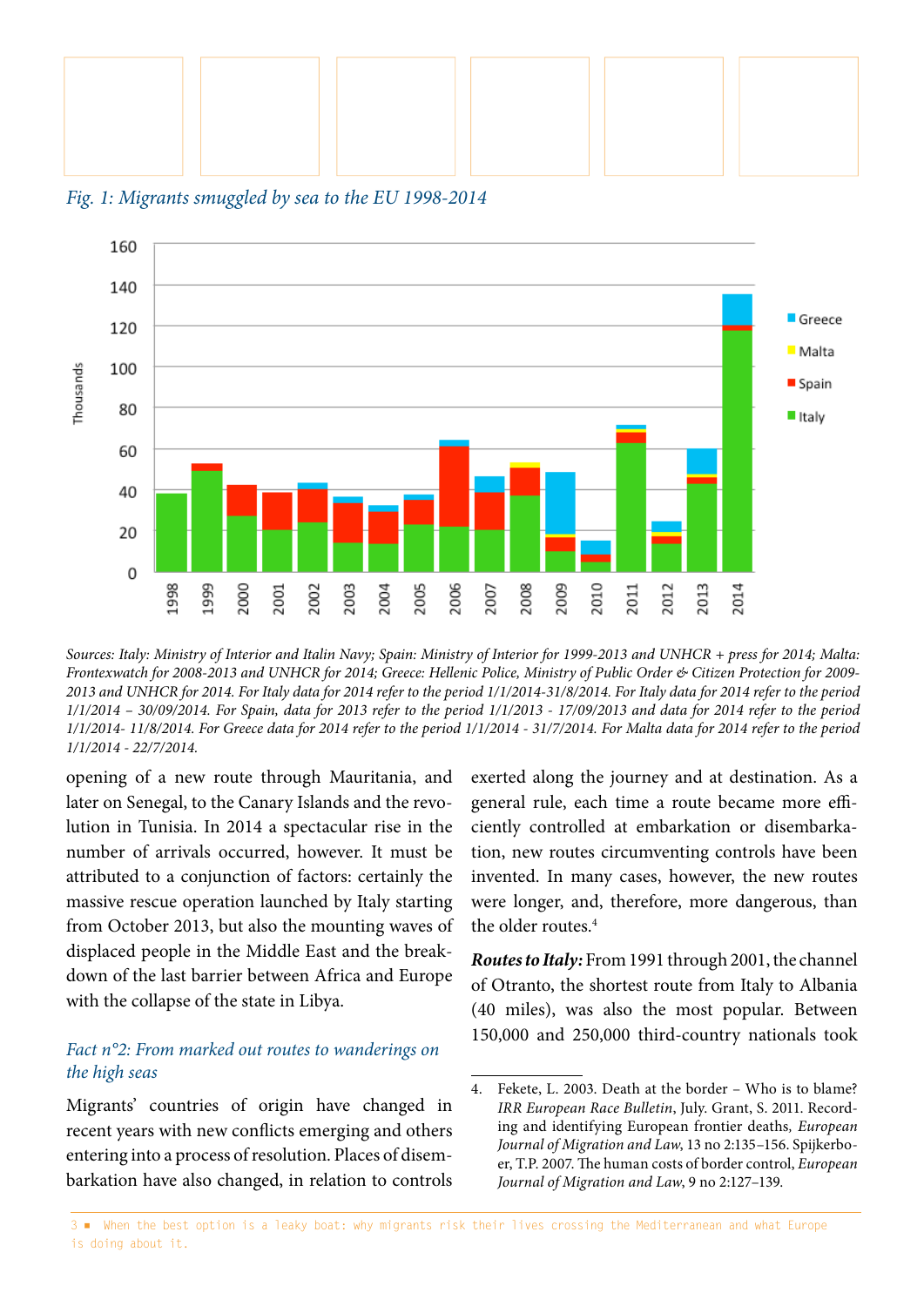*Fig. 1: Migrants smuggled by sea to the EU 1998-2014*

*Sources: Italy: Ministry of Interior and Italin Navy; Spain: Ministry of Interior for 1999-2013 and UNHCR + press for 2014; Malta: Frontexwatch for 2008-2013 and UNHCR for 2014; Greece: Hellenic Police, Ministry of Public Order & Citizen Protection for 2009-2013 and UNHCR for 2014. For Italy data for 2014 refer to the period 1/1/2014-31/8/2014. For Italy data for 2014 refer to the period 1/1/2014 – 30/09/2014. For Spain, data for 2013 refer to the period 1/1/2013 - 17/09/2013 and data for 2014 refer to the period 1/1/2014- 11/8/2014. For Greece data for 2014 refer to the period 1/1/2014 - 31/7/2014. For Malta data for 2014 refer to the period 1/1/2014 - 22/7/2014.*

opening of a new route through Mauritania, and later on Senegal, to the Canary Islands and the revolution in Tunisia. In 2014 a spectacular rise in the number of arrivals occurred, however. It must be attributed to a conjunction of factors: certainly the massive rescue operation launched by Italy starting from October 2013, but also the mounting waves of displaced people in the Middle East and the breakdown of the last barrier between Africa and Europe with the collapse of the state in Libya.

## *Fact n°2: From marked out routes to wanderings on the high seas*

Migrants' countries of origin have changed in recent years with new conflicts emerging and others entering into a process of resolution. Places of disembarkation have also changed, in relation to controls exerted along the journey and at destination. As a general rule, each time a route became more efficiently controlled at embarkation or disembarkation, new routes circumventing controls have been invented. In many cases, however, the new routes were longer, and, therefore, more dangerous, than the older routes.[4]

***Routes to Italy:*** From 1991 through 2001, the channel of Otranto, the shortest route from Italy to Albania (40 miles), was also the most popular. Between 150,000 and 250,000 third-country nationals took

4. Fekete, L. 2003. Death at the border – Who is to blame? *IRR European Race Bulletin*, July. Grant, S. 2011. Recording and identifying European frontier deaths, *European Journal of Migration and Law*, 13 no 2:135–156. Spijkerboer, T.P. 2007. The human costs of border control, *European Journal of Migration and Law*, 9 no 2:127–139.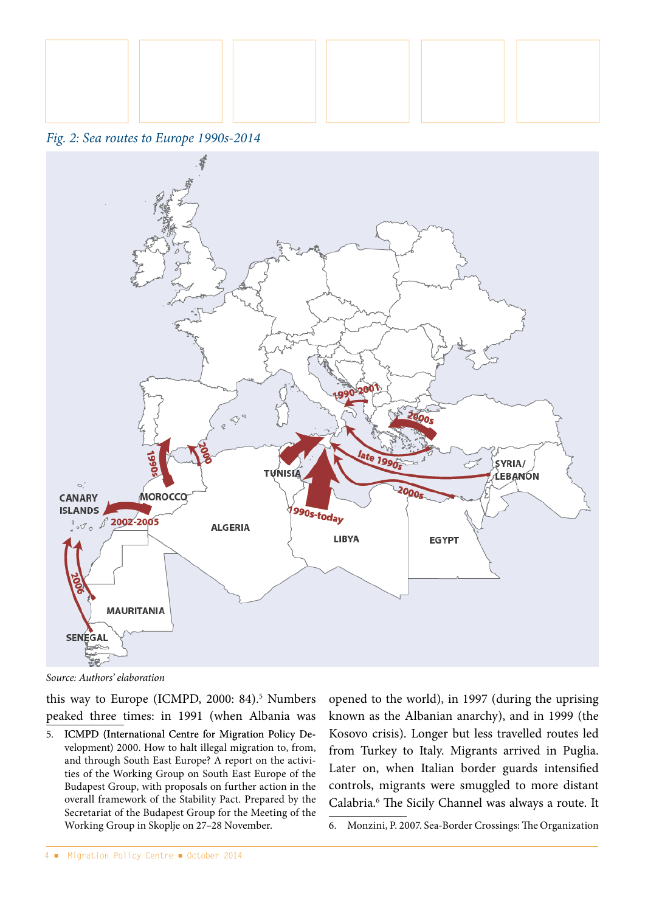*Fig. 2: Sea routes to Europe 1990s-2014*

*Source: Authors' elaboration*

this way to Europe (ICMPD, 2000: 84).[5] Numbers peaked three times: in 1991 (when Albania was opened to the world), in 1997 (during the uprising known as the Albanian anarchy), and in 1999 (the Kosovo crisis). Longer but less travelled routes led from Turkey to Italy. Migrants arrived in Puglia. Later on, when Italian border guards intensified controls, migrants were smuggled to more distant Calabria.[6] The Sicily Channel was always a route. It

5. ICMPD (International Centre for Migration Policy Development) 2000. How to halt illegal migration to, from, and through South East Europe? A report on the activities of the Working Group on South East Europe of the Budapest Group, with proposals on further action in the overall framework of the Stability Pact. Prepared by the Secretariat of the Budapest Group for the Meeting of the Working Group in Skoplje on 27–28 November.

6. Monzini, P. 2007. Sea-Border Crossings: The Organization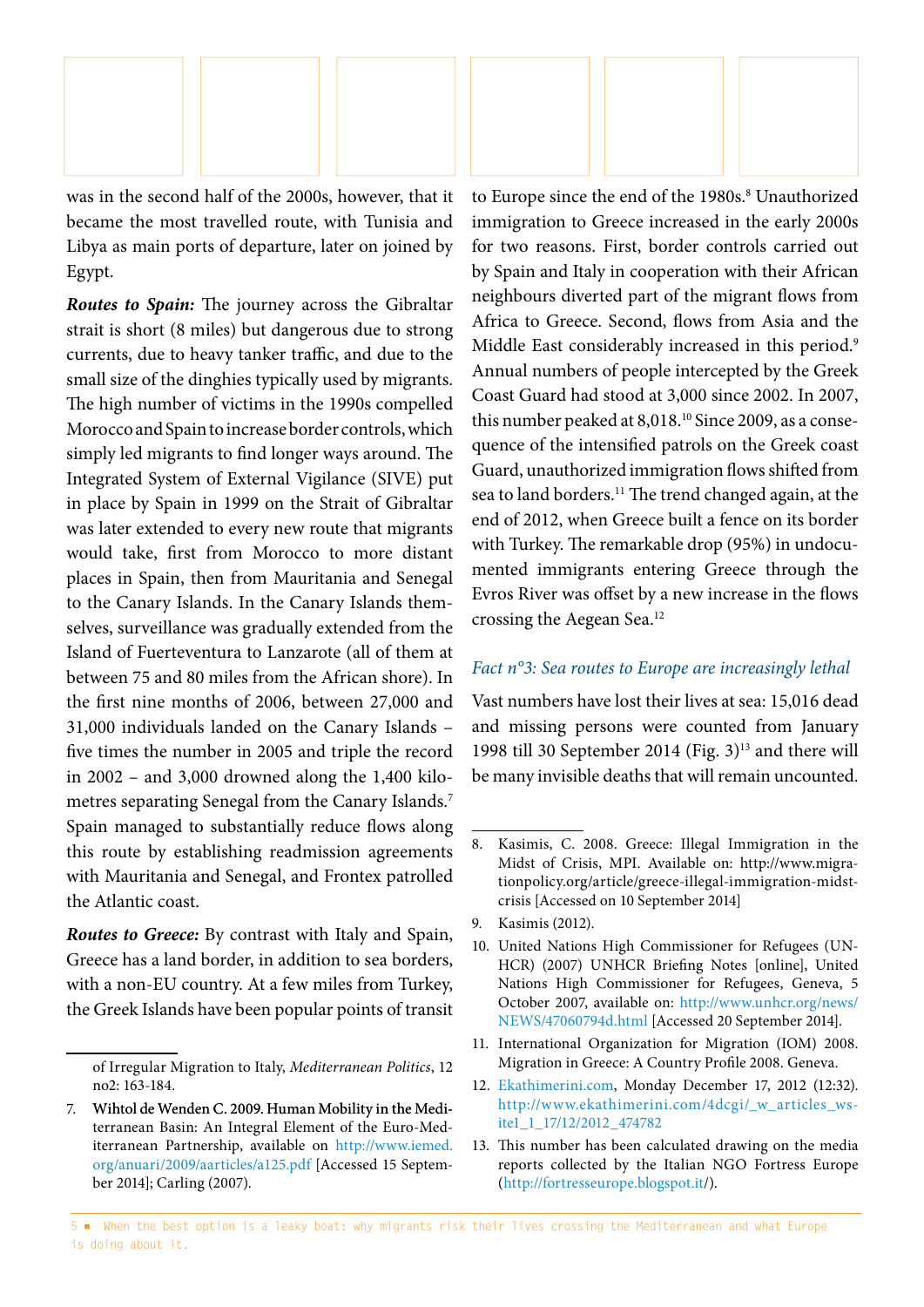was in the second half of the 2000s, however, that it became the most travelled route, with Tunisia and Libya as main ports of departure, later on joined by Egypt.

***Routes to Spain:*** The journey across the Gibraltar strait is short (8 miles) but dangerous due to strong currents, due to heavy tanker traffic, and due to the small size of the dinghies typically used by migrants. The high number of victims in the 1990s compelled Morocco and Spain to increase border controls, which simply led migrants to find longer ways around. The Integrated System of External Vigilance (SIVE) put in place by Spain in 1999 on the Strait of Gibraltar was later extended to every new route that migrants would take, first from Morocco to more distant places in Spain, then from Mauritania and Senegal to the Canary Islands. In the Canary Islands themselves, surveillance was gradually extended from the Island of Fuerteventura to Lanzarote (all of them at between 75 and 80 miles from the African shore). In the first nine months of 2006, between 27,000 and 31,000 individuals landed on the Canary Islands – five times the number in 2005 and triple the record in 2002 – and 3,000 drowned along the 1,400 kilometres separating Senegal from the Canary Islands.[7] Spain managed to substantially reduce flows along this route by establishing readmission agreements with Mauritania and Senegal, and Frontex patrolled the Atlantic coast.

***Routes to Greece:*** By contrast with Italy and Spain, Greece has a land border, in addition to sea borders, with a non-EU country. At a few miles from Turkey, the Greek Islands have been popular points of transit to Europe since the end of the 1980s.[8] Unauthorized immigration to Greece increased in the early 2000s for two reasons. First, border controls carried out by Spain and Italy in cooperation with their African neighbours diverted part of the migrant flows from Africa to Greece. Second, flows from Asia and the Middle East considerably increased in this period.[9] Annual numbers of people intercepted by the Greek Coast Guard had stood at 3,000 since 2002. In 2007, this number peaked at 8,018.[10] Since 2009, as a consequence of the intensified patrols on the Greek coast Guard, unauthorized immigration flows shifted from sea to land borders.[11] The trend changed again, at the end of 2012, when Greece built a fence on its border with Turkey. The remarkable drop (95%) in undocumented immigrants entering Greece through the Evros River was offset by a new increase in the flows crossing the Aegean Sea.[12]

### *Fact n°3: Sea routes to Europe are increasingly lethal*

Vast numbers have lost their lives at sea: 15,016 dead and missing persons were counted from January 1998 till 30 September 2014 (Fig. 3)[13] and there will be many invisible deaths that will remain uncounted.

---

of Irregular Migration to Italy, *Mediterranean Politics*, 12 no2: 163-184.

7. Wihtol de Wenden C. 2009. Human Mobility in the Mediterranean Basin: An Integral Element of the Euro-Mediterranean Partnership, available on http://www.iemed.org/anuari/2009/aarticles/a125.pdf [Accessed 15 September 2014]; Carling (2007).
8. Kasimis, C. 2008. Greece: Illegal Immigration in the Midst of Crisis, MPI. Available on: http://www.migrationpolicy.org/article/greece-illegal-immigration-midst-crisis [Accessed on 10 September 2014]
9. Kasimis (2012).
10. United Nations High Commissioner for Refugees (UNHCR) (2007) UNHCR Briefing Notes [online], United Nations High Commissioner for Refugees, Geneva, 5 October 2007, available on: http://www.unhcr.org/news/NEWS/47060794d.html [Accessed 20 September 2014].
11. International Organization for Migration (IOM) 2008. Migration in Greece: A Country Profile 2008. Geneva.
12. Ekathimerini.com, Monday December 17, 2012 (12:32). http://www.ekathimerini.com/4dcgi/_w_articles_wsite1_1_17/12/2012_474782
13. This number has been calculated drawing on the media reports collected by the Italian NGO Fortress Europe (http://fortresseurope.blogspot.it/).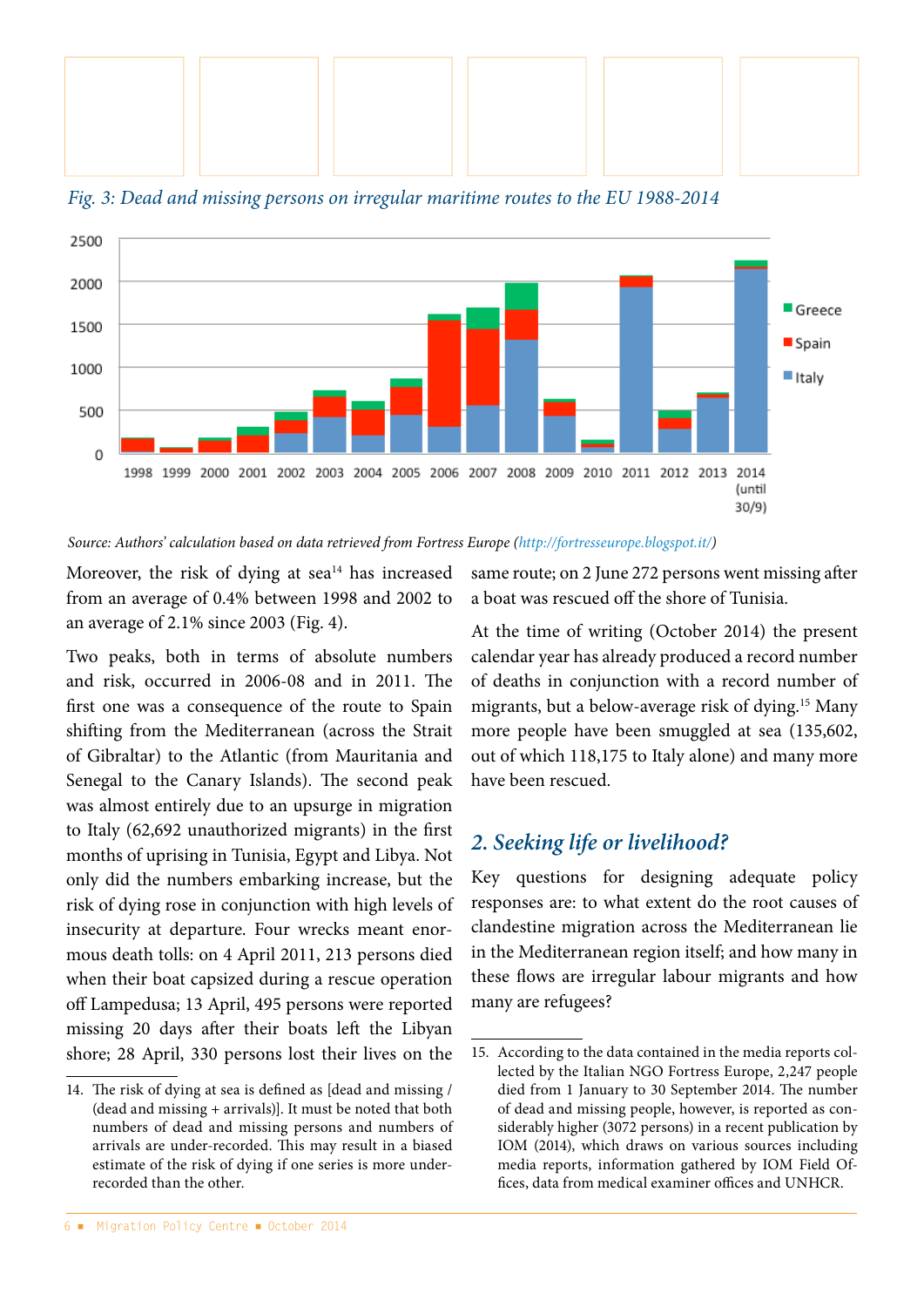*Fig. 3: Dead and missing persons on irregular maritime routes to the EU 1988-2014*

*Source: Authors' calculation based on data retrieved from Fortress Europe (http://fortresseurope.blogspot.it/)*

Moreover, the risk of dying at sea[14] has increased from an average of 0.4% between 1998 and 2002 to an average of 2.1% since 2003 (Fig. 4).

Two peaks, both in terms of absolute numbers and risk, occurred in 2006-08 and in 2011. The first one was a consequence of the route to Spain shifting from the Mediterranean (across the Strait of Gibraltar) to the Atlantic (from Mauritania and Senegal to the Canary Islands). The second peak was almost entirely due to an upsurge in migration to Italy (62,692 unauthorized migrants) in the first months of uprising in Tunisia, Egypt and Libya. Not only did the numbers embarking increase, but the risk of dying rose in conjunction with high levels of insecurity at departure. Four wrecks meant enormous death tolls: on 4 April 2011, 213 persons died when their boat capsized during a rescue operation off Lampedusa; 13 April, 495 persons were reported missing 20 days after their boats left the Libyan shore; 28 April, 330 persons lost their lives on the same route; on 2 June 272 persons went missing after a boat was rescued off the shore of Tunisia.

At the time of writing (October 2014) the present calendar year has already produced a record number of deaths in conjunction with a record number of migrants, but a below-average risk of dying.[15] Many more people have been smuggled at sea (135,602, out of which 118,175 to Italy alone) and many more have been rescued.

## 2. Seeking life or livelihood?

Key questions for designing adequate policy responses are: to what extent do the root causes of clandestine migration across the Mediterranean lie in the Mediterranean region itself; and how many in these flows are irregular labour migrants and how many are refugees?

---

14. The risk of dying at sea is defined as [dead and missing / (dead and missing + arrivals)]. It must be noted that both numbers of dead and missing persons and numbers of arrivals are under-recorded. This may result in a biased estimate of the risk of dying if one series is more under-recorded than the other.

15. According to the data contained in the media reports collected by the Italian NGO Fortress Europe, 2,247 people died from 1 January to 30 September 2014. The number of dead and missing people, however, is reported as considerably higher (3072 persons) in a recent publication by IOM (2014), which draws on various sources including media reports, information gathered by IOM Field Offices, data from medical examiner offices and UNHCR.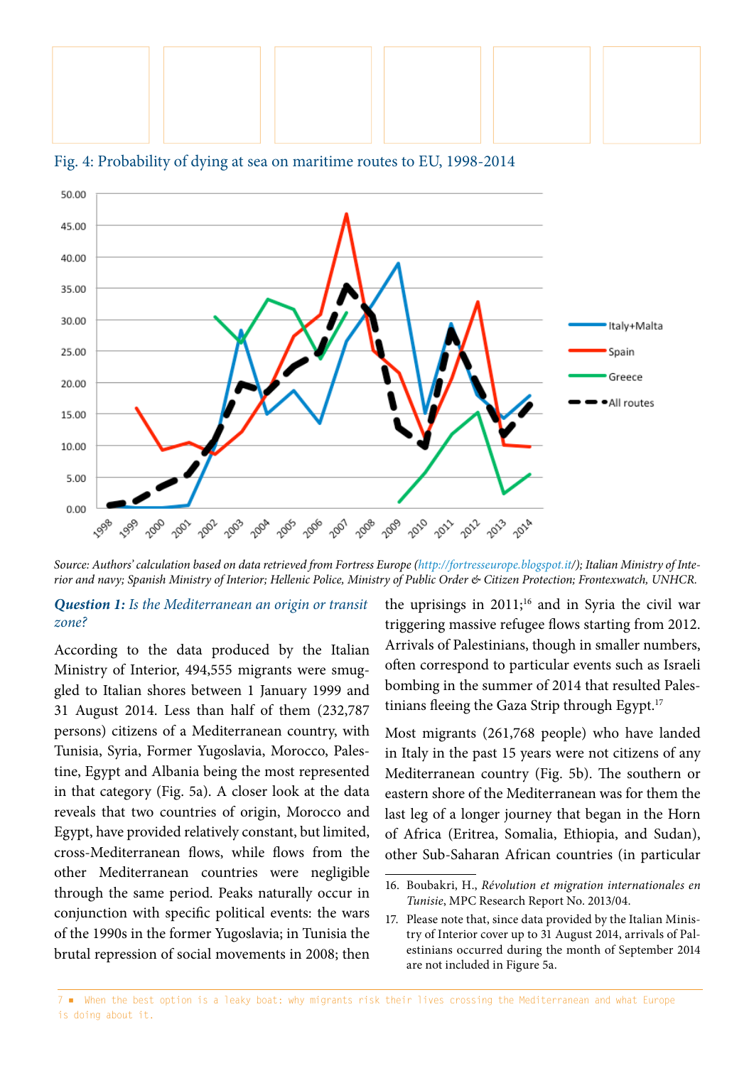Fig. 4: Probability of dying at sea on maritime routes to EU, 1998-2014

*Source: Authors' calculation based on data retrieved from Fortress Europe (http://fortresseurope.blogspot.it/); Italian Ministry of Interior and navy; Spanish Ministry of Interior; Hellenic Police, Ministry of Public Order & Citizen Protection; Frontexwatch, UNHCR.*

***Question 1:** Is the Mediterranean an origin or transit zone?*

According to the data produced by the Italian Ministry of Interior, 494,555 migrants were smuggled to Italian shores between 1 January 1999 and 31 August 2014. Less than half of them (232,787 persons) citizens of a Mediterranean country, with Tunisia, Syria, Former Yugoslavia, Morocco, Palestine, Egypt and Albania being the most represented in that category (Fig. 5a). A closer look at the data reveals that two countries of origin, Morocco and Egypt, have provided relatively constant, but limited, cross-Mediterranean flows, while flows from the other Mediterranean countries were negligible through the same period. Peaks naturally occur in conjunction with specific political events: the wars of the 1990s in the former Yugoslavia; in Tunisia the brutal repression of social movements in 2008; then the uprisings in 2011;[16] and in Syria the civil war triggering massive refugee flows starting from 2012. Arrivals of Palestinians, though in smaller numbers, often correspond to particular events such as Israeli bombing in the summer of 2014 that resulted Palestinians fleeing the Gaza Strip through Egypt.[17]

Most migrants (261,768 people) who have landed in Italy in the past 15 years were not citizens of any Mediterranean country (Fig. 5b). The southern or eastern shore of the Mediterranean was for them the last leg of a longer journey that began in the Horn of Africa (Eritrea, Somalia, Ethiopia, and Sudan), other Sub-Saharan African countries (in particular

16. Boubakri, H., *Révolution et migration internationales en Tunisie*, MPC Research Report No. 2013/04.

17. Please note that, since data provided by the Italian Ministry of Interior cover up to 31 August 2014, arrivals of Palestinians occurred during the month of September 2014 are not included in Figure 5a.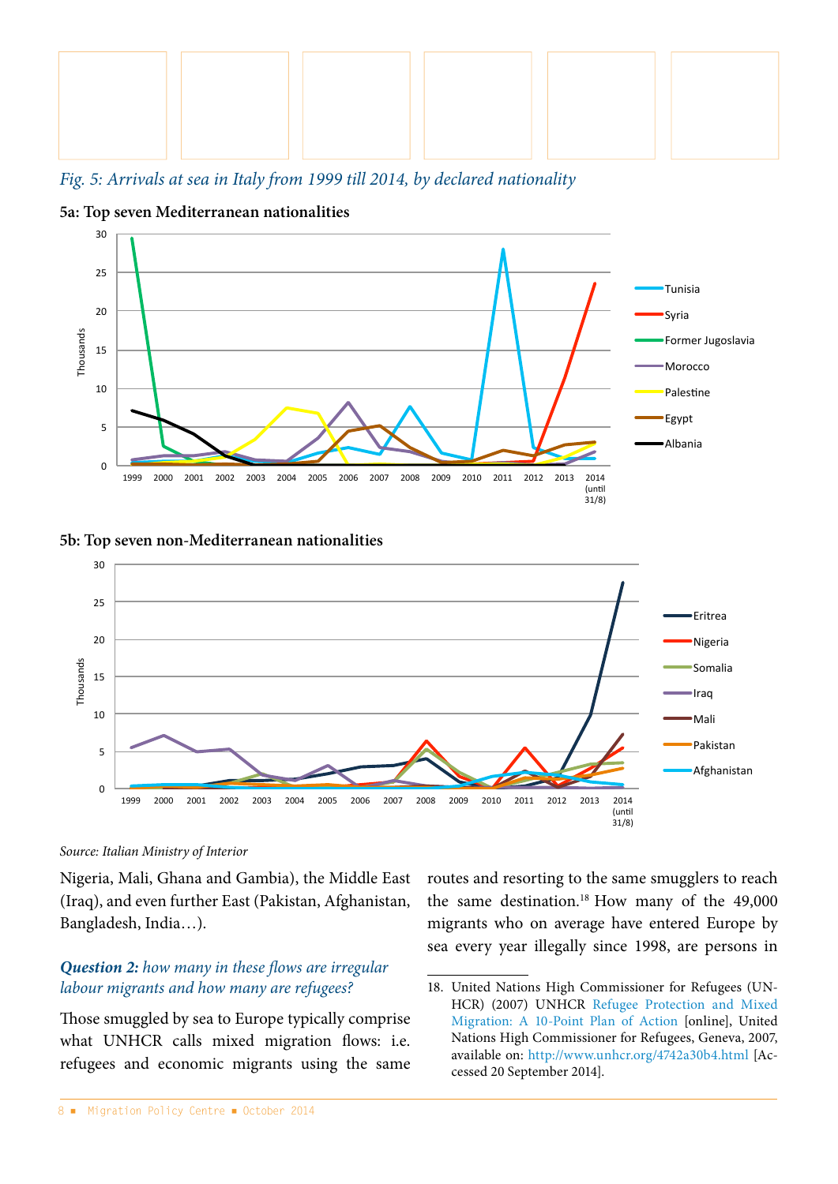*Fig. 5: Arrivals at sea in Italy from 1999 till 2014, by declared nationality*

**5a: Top seven Mediterranean nationalities**

**5b: Top seven non-Mediterranean nationalities**

*Source: Italian Ministry of Interior*

Nigeria, Mali, Ghana and Gambia), the Middle East (Iraq), and even further East (Pakistan, Afghanistan, Bangladesh, India…).

***Question 2:*** *how many in these flows are irregular labour migrants and how many are refugees?*

Those smuggled by sea to Europe typically comprise what UNHCR calls mixed migration flows: i.e. refugees and economic migrants using the same routes and resorting to the same smugglers to reach the same destination.[18] How many of the 49,000 migrants who on average have entered Europe by sea every year illegally since 1998, are persons in

18. United Nations High Commissioner for Refugees (UNHCR) (2007) UNHCR Refugee Protection and Mixed Migration: A 10-Point Plan of Action [online], United Nations High Commissioner for Refugees, Geneva, 2007, available on: http://www.unhcr.org/4742a30b4.html [Accessed 20 September 2014].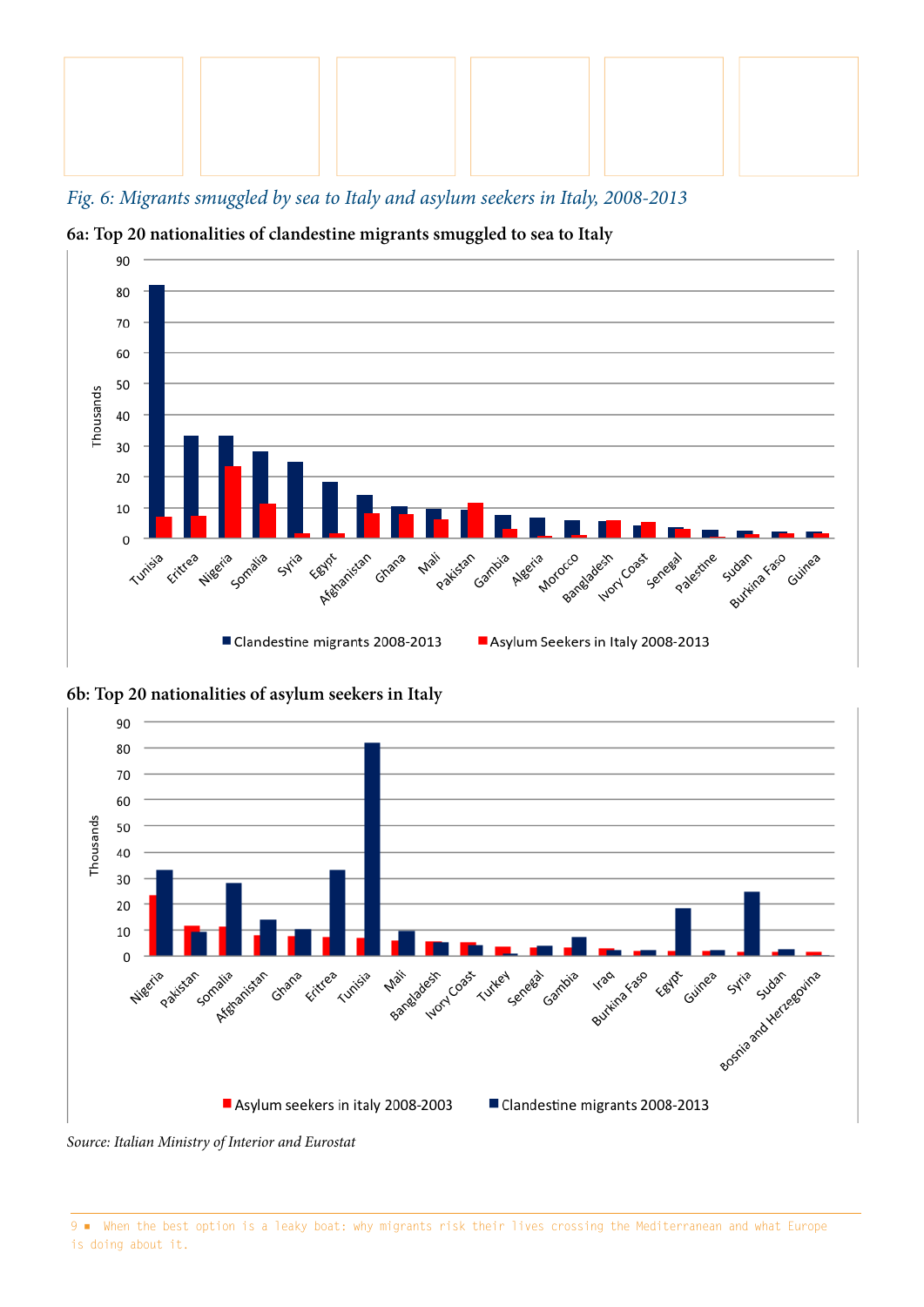*Fig. 6: Migrants smuggled by sea to Italy and asylum seekers in Italy, 2008-2013*

**6a: Top 20 nationalities of clandestine migrants smuggled to sea to Italy**

**6b: Top 20 nationalities of asylum seekers in Italy**

*Source: Italian Ministry of Interior and Eurostat*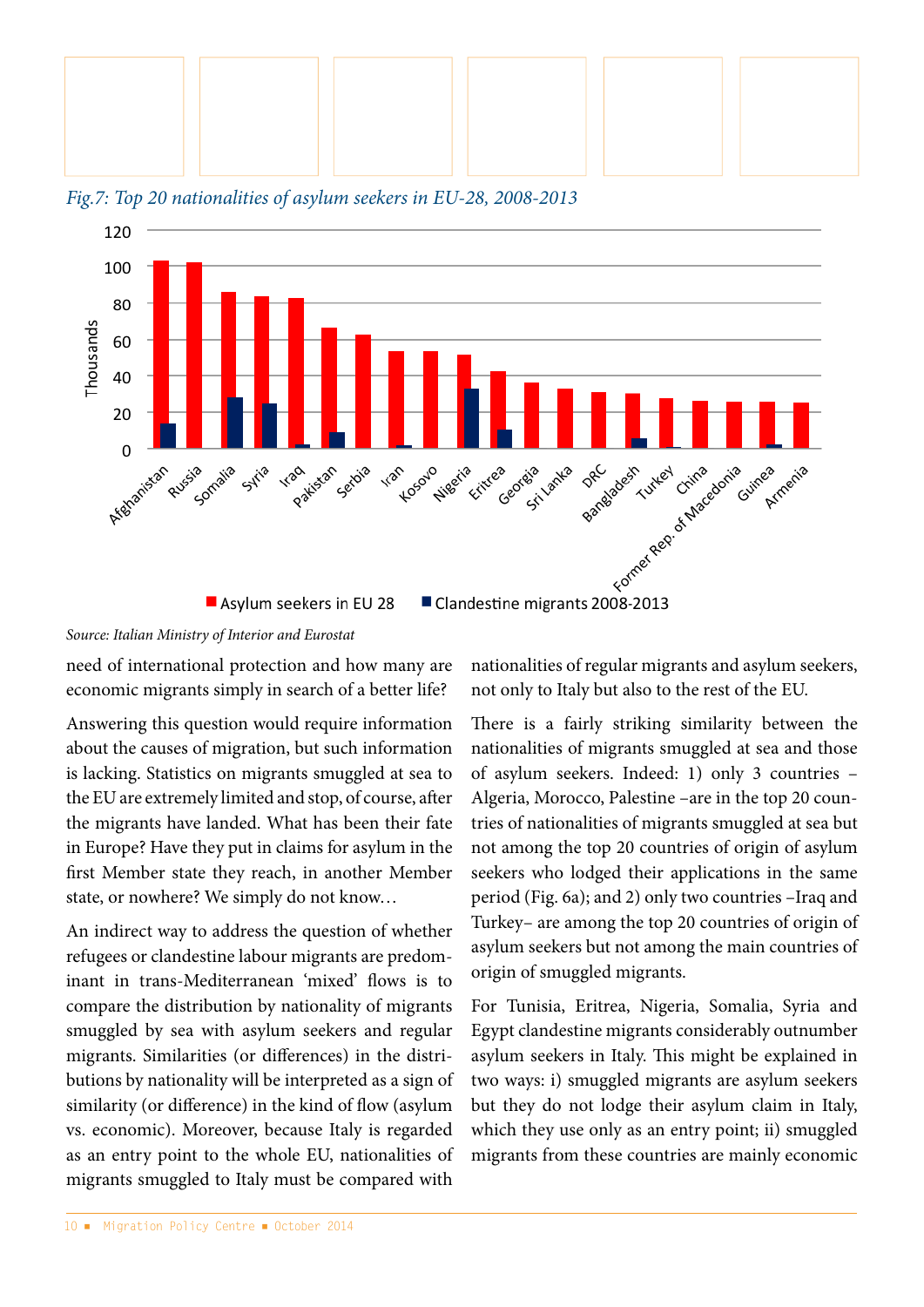*Fig.7: Top 20 nationalities of asylum seekers in EU-28, 2008-2013*

*Source: Italian Ministry of Interior and Eurostat*

need of international protection and how many are economic migrants simply in search of a better life?

Answering this question would require information about the causes of migration, but such information is lacking. Statistics on migrants smuggled at sea to the EU are extremely limited and stop, of course, after the migrants have landed. What has been their fate in Europe? Have they put in claims for asylum in the first Member state they reach, in another Member state, or nowhere? We simply do not know…

An indirect way to address the question of whether refugees or clandestine labour migrants are predominant in trans-Mediterranean 'mixed' flows is to compare the distribution by nationality of migrants smuggled by sea with asylum seekers and regular migrants. Similarities (or differences) in the distributions by nationality will be interpreted as a sign of similarity (or difference) in the kind of flow (asylum vs. economic). Moreover, because Italy is regarded as an entry point to the whole EU, nationalities of migrants smuggled to Italy must be compared with nationalities of regular migrants and asylum seekers, not only to Italy but also to the rest of the EU.

There is a fairly striking similarity between the nationalities of migrants smuggled at sea and those of asylum seekers. Indeed: 1) only 3 countries – Algeria, Morocco, Palestine –are in the top 20 countries of nationalities of migrants smuggled at sea but not among the top 20 countries of origin of asylum seekers who lodged their applications in the same period (Fig. 6a); and 2) only two countries –Iraq and Turkey– are among the top 20 countries of origin of asylum seekers but not among the main countries of origin of smuggled migrants.

For Tunisia, Eritrea, Nigeria, Somalia, Syria and Egypt clandestine migrants considerably outnumber asylum seekers in Italy. This might be explained in two ways: i) smuggled migrants are asylum seekers but they do not lodge their asylum claim in Italy, which they use only as an entry point; ii) smuggled migrants from these countries are mainly economic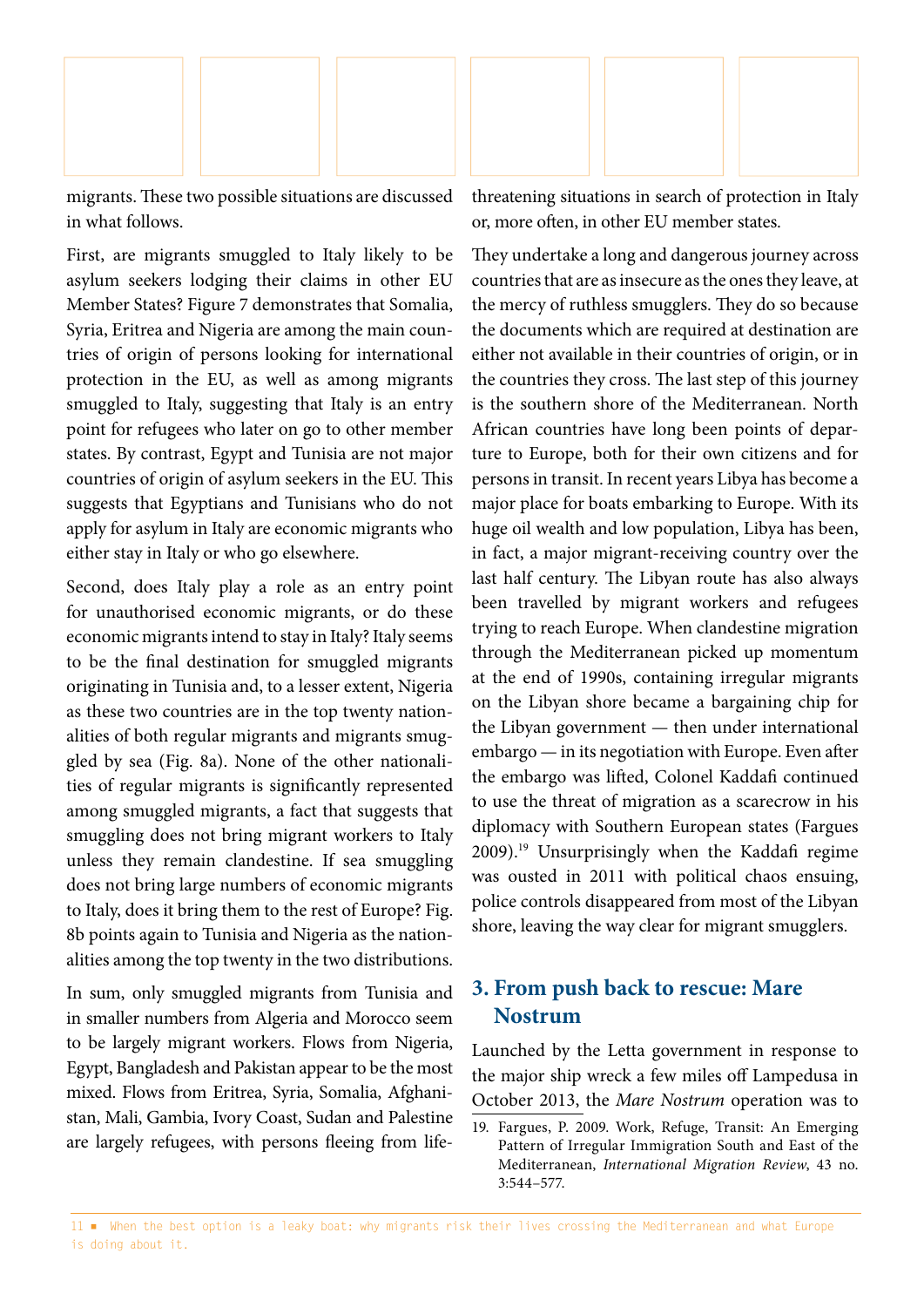migrants. These two possible situations are discussed in what follows.

First, are migrants smuggled to Italy likely to be asylum seekers lodging their claims in other EU Member States? Figure 7 demonstrates that Somalia, Syria, Eritrea and Nigeria are among the main countries of origin of persons looking for international protection in the EU, as well as among migrants smuggled to Italy, suggesting that Italy is an entry point for refugees who later on go to other member states. By contrast, Egypt and Tunisia are not major countries of origin of asylum seekers in the EU. This suggests that Egyptians and Tunisians who do not apply for asylum in Italy are economic migrants who either stay in Italy or who go elsewhere.

Second, does Italy play a role as an entry point for unauthorised economic migrants, or do these economic migrants intend to stay in Italy? Italy seems to be the final destination for smuggled migrants originating in Tunisia and, to a lesser extent, Nigeria as these two countries are in the top twenty nationalities of both regular migrants and migrants smuggled by sea (Fig. 8a). None of the other nationalities of regular migrants is significantly represented among smuggled migrants, a fact that suggests that smuggling does not bring migrant workers to Italy unless they remain clandestine. If sea smuggling does not bring large numbers of economic migrants to Italy, does it bring them to the rest of Europe? Fig. 8b points again to Tunisia and Nigeria as the nationalities among the top twenty in the two distributions.

In sum, only smuggled migrants from Tunisia and in smaller numbers from Algeria and Morocco seem to be largely migrant workers. Flows from Nigeria, Egypt, Bangladesh and Pakistan appear to be the most mixed. Flows from Eritrea, Syria, Somalia, Afghanistan, Mali, Gambia, Ivory Coast, Sudan and Palestine are largely refugees, with persons fleeing from life-threatening situations in search of protection in Italy or, more often, in other EU member states.

They undertake a long and dangerous journey across countries that are as insecure as the ones they leave, at the mercy of ruthless smugglers. They do so because the documents which are required at destination are either not available in their countries of origin, or in the countries they cross. The last step of this journey is the southern shore of the Mediterranean. North African countries have long been points of departure to Europe, both for their own citizens and for persons in transit. In recent years Libya has become a major place for boats embarking to Europe. With its huge oil wealth and low population, Libya has been, in fact, a major migrant-receiving country over the last half century. The Libyan route has also always been travelled by migrant workers and refugees trying to reach Europe. When clandestine migration through the Mediterranean picked up momentum at the end of 1990s, containing irregular migrants on the Libyan shore became a bargaining chip for the Libyan government — then under international embargo — in its negotiation with Europe. Even after the embargo was lifted, Colonel Kaddafi continued to use the threat of migration as a scarecrow in his diplomacy with Southern European states (Fargues 2009).[19] Unsurprisingly when the Kaddafi regime was ousted in 2011 with political chaos ensuing, police controls disappeared from most of the Libyan shore, leaving the way clear for migrant smugglers.

## 3. From push back to rescue: Mare Nostrum

Launched by the Letta government in response to the major ship wreck a few miles off Lampedusa in October 2013, the *Mare Nostrum* operation was to

19. Fargues, P. 2009. Work, Refuge, Transit: An Emerging Pattern of Irregular Immigration South and East of the Mediterranean, *International Migration Review*, 43 no. 3:544–577.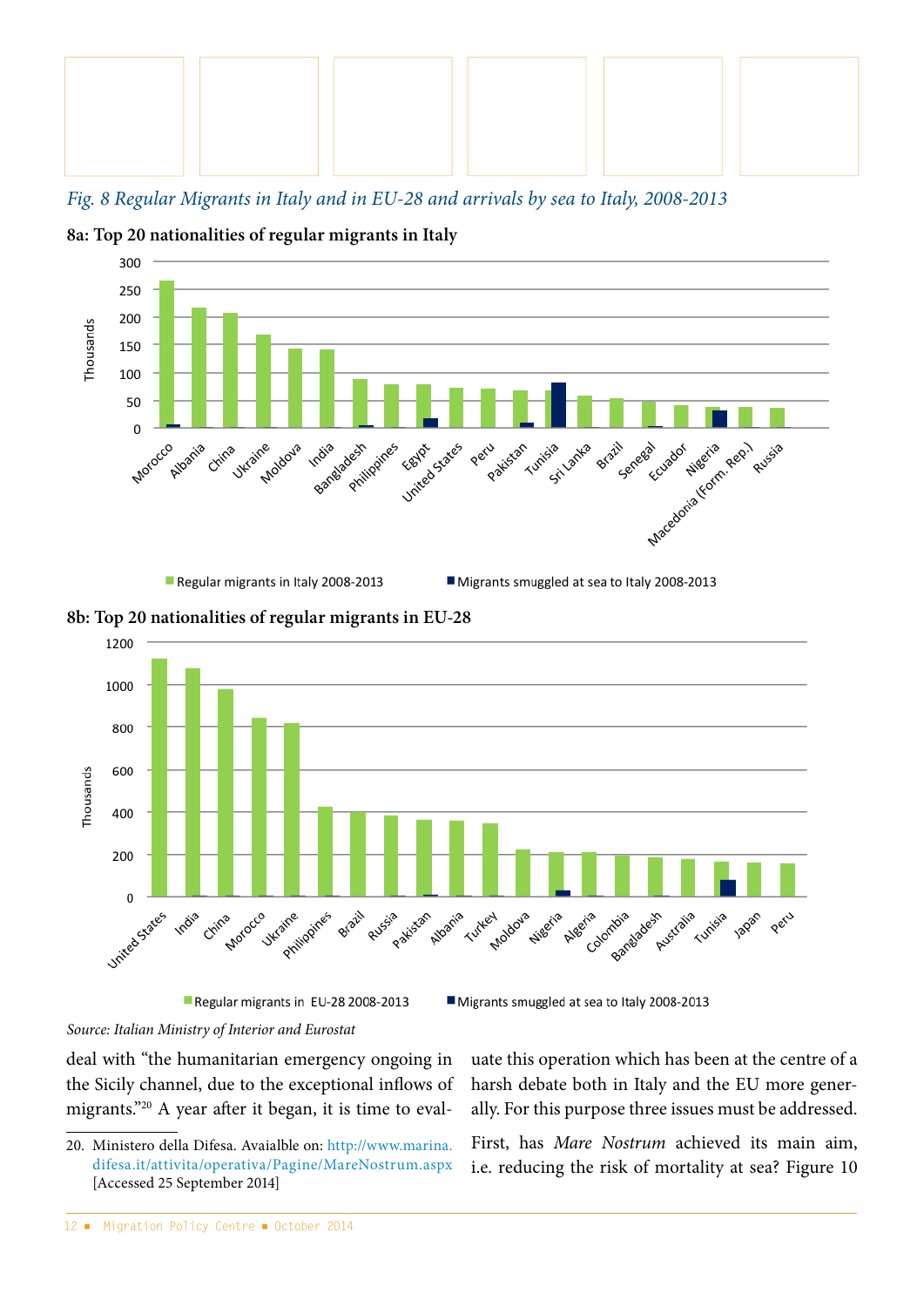*Fig. 8 Regular Migrants in Italy and in EU-28 and arrivals by sea to Italy, 2008-2013*

**8a: Top 20 nationalities of regular migrants in Italy**

Thousands

Morocco, Albania, China, Ukraine, Moldova, India, Bangladesh, Philippines, Egypt, United States, Peru, Pakistan, Tunisia, Sri Lanka, Brazil, Senegal, Ecuador, Nigeria, Macedonia (Form. Rep.), Russia

■ Regular migrants in Italy 2008-2013 ■ Migrants smuggled at sea to Italy 2008-2013

**8b: Top 20 nationalities of regular migrants in EU-28**

Thousands

United States, India, China, Morocco, Ukraine, Philippines, Brazil, Russia, Pakistan, Albania, Turkey, Moldova, Nigeria, Algeria, Colombia, Bangladesh, Australia, Tunisia, Japan, Peru

■ Regular migrants in EU-28 2008-2013 ■ Migrants smuggled at sea to Italy 2008-2013

*Source: Italian Ministry of Interior and Eurostat*

deal with "the humanitarian emergency ongoing in the Sicily channel, due to the exceptional inflows of migrants."[20] A year after it began, it is time to evaluate this operation which has been at the centre of a harsh debate both in Italy and the EU more generally. For this purpose three issues must be addressed.

First, has *Mare Nostrum* achieved its main aim, i.e. reducing the risk of mortality at sea? Figure 10

20. Ministero della Difesa. Avaialble on: http://www.marina.difesa.it/attivita/operativa/Pagine/MareNostrum.aspx [Accessed 25 September 2014]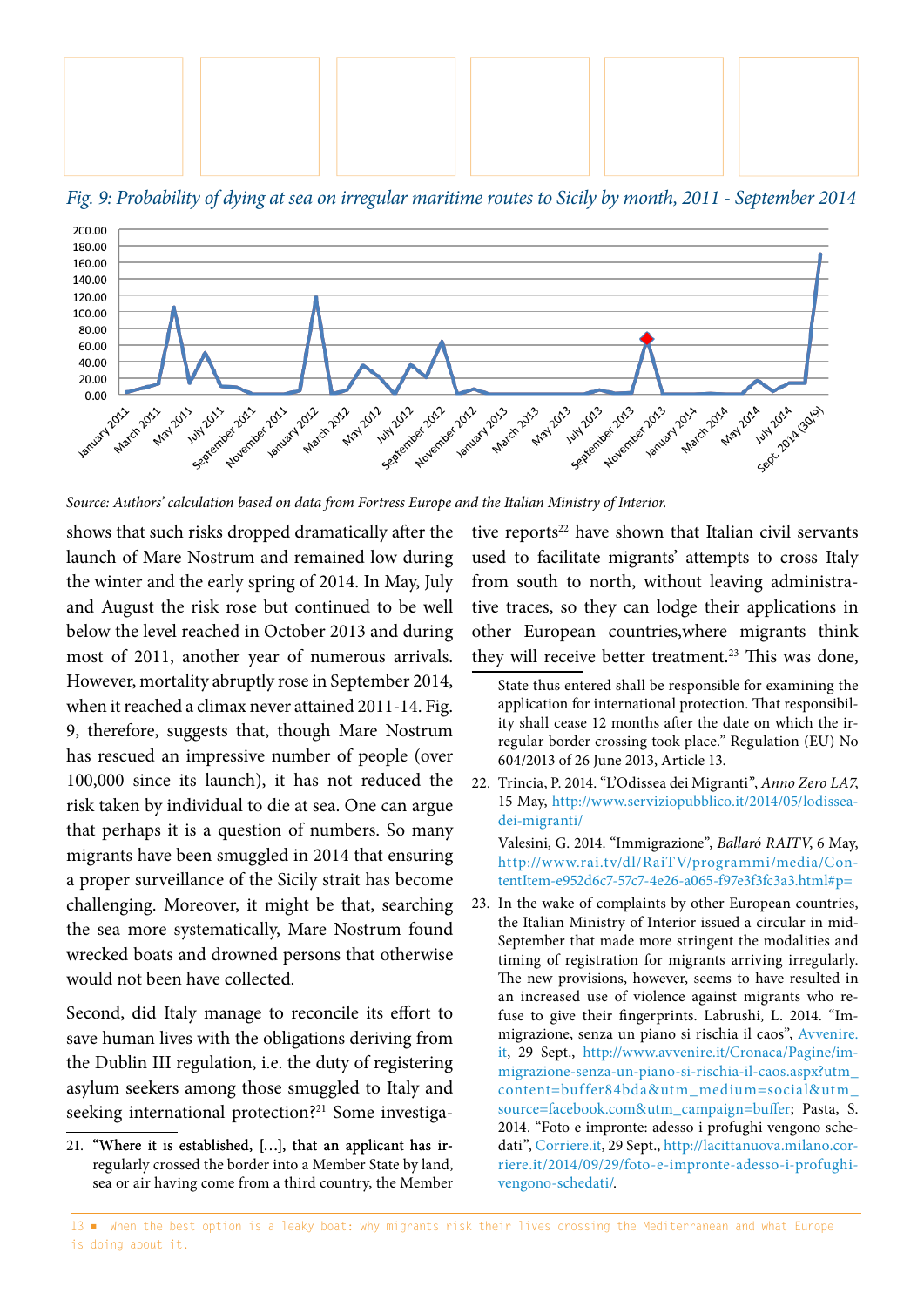*Fig. 9: Probability of dying at sea on irregular maritime routes to Sicily by month, 2011 - September 2014*

*Source: Authors' calculation based on data from Fortress Europe and the Italian Ministry of Interior.*

shows that such risks dropped dramatically after the launch of Mare Nostrum and remained low during the winter and the early spring of 2014. In May, July and August the risk rose but continued to be well below the level reached in October 2013 and during most of 2011, another year of numerous arrivals. However, mortality abruptly rose in September 2014, when it reached a climax never attained 2011-14. Fig. 9, therefore, suggests that, though Mare Nostrum has rescued an impressive number of people (over 100,000 since its launch), it has not reduced the risk taken by individual to die at sea. One can argue that perhaps it is a question of numbers. So many migrants have been smuggled in 2014 that ensuring a proper surveillance of the Sicily strait has become challenging. Moreover, it might be that, searching the sea more systematically, Mare Nostrum found wrecked boats and drowned persons that otherwise would not been have collected.

Second, did Italy manage to reconcile its effort to save human lives with the obligations deriving from the Dublin III regulation, i.e. the duty of registering asylum seekers among those smuggled to Italy and seeking international protection?[21] Some investigative reports[22] have shown that Italian civil servants used to facilitate migrants' attempts to cross Italy from south to north, without leaving administrative traces, so they can lodge their applications in other European countries,where migrants think they will receive better treatment.[23] This was done,

21. "Where it is established, [...], that an applicant has irregularly crossed the border into a Member State by land, sea or air having come from a third country, the Member State thus entered shall be responsible for examining the application for international protection. That responsibility shall cease 12 months after the date on which the irregular border crossing took place." Regulation (EU) No 604/2013 of 26 June 2013, Article 13.

22. Trincia, P. 2014. "L'Odissea dei Migranti", *Anno Zero LA7*, 15 May, http://www.serviziopubblico.it/2014/05/lodissea-dei-migranti/

Valesini, G. 2014. "Immigrazione", *Ballaró RAITV*, 6 May, http://www.rai.tv/dl/RaiTV/programmi/media/ContentItem-e952d6c7-57c7-4e26-a065-f97e3f3fc3a3.html#p=

23. In the wake of complaints by other European countries, the Italian Ministry of Interior issued a circular in mid-September that made more stringent the modalities and timing of registration for migrants arriving irregularly. The new provisions, however, seems to have resulted in an increased use of violence against migrants who refuse to give their fingerprints. Labrushi, L. 2014. "Immigrazione, senza un piano si rischia il caos", Avvenire.it, 29 Sept., http://www.avvenire.it/Cronaca/Pagine/immigrazione-senza-un-piano-si-rischia-il-caos.aspx?utm_content=buffer84bda&utm_medium=social&utm_source=facebook.com&utm_campaign=buffer; Pasta, S. 2014. "Foto e impronte: adesso i profughi vengono schedati", Corriere.it, 29 Sept., http://lacittanuova.milano.corriere.it/2014/09/29/foto-e-impronte-adesso-i-profughi-vengono-schedati/.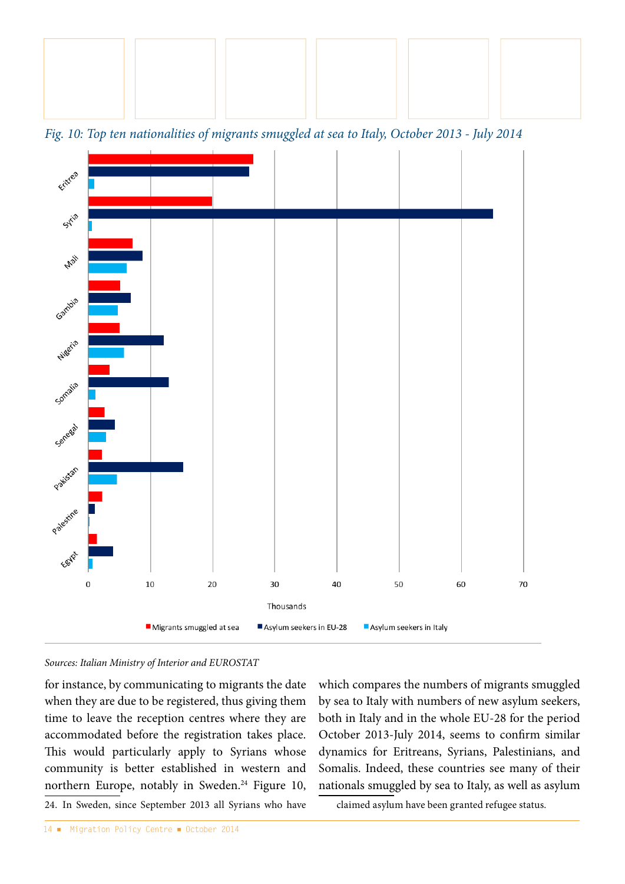*Fig. 10: Top ten nationalities of migrants smuggled at sea to Italy, October 2013 - July 2014*

*Sources: Italian Ministry of Interior and EUROSTAT*

for instance, by communicating to migrants the date when they are due to be registered, thus giving them time to leave the reception centres where they are accommodated before the registration takes place. This would particularly apply to Syrians whose community is better established in western and northern Europe, notably in Sweden.[24] Figure 10, which compares the numbers of migrants smuggled by sea to Italy with numbers of new asylum seekers, both in Italy and in the whole EU-28 for the period October 2013-July 2014, seems to confirm similar dynamics for Eritreans, Syrians, Palestinians, and Somalis. Indeed, these countries see many of their nationals smuggled by sea to Italy, as well as asylum

24. In Sweden, since September 2013 all Syrians who have claimed asylum have been granted refugee status.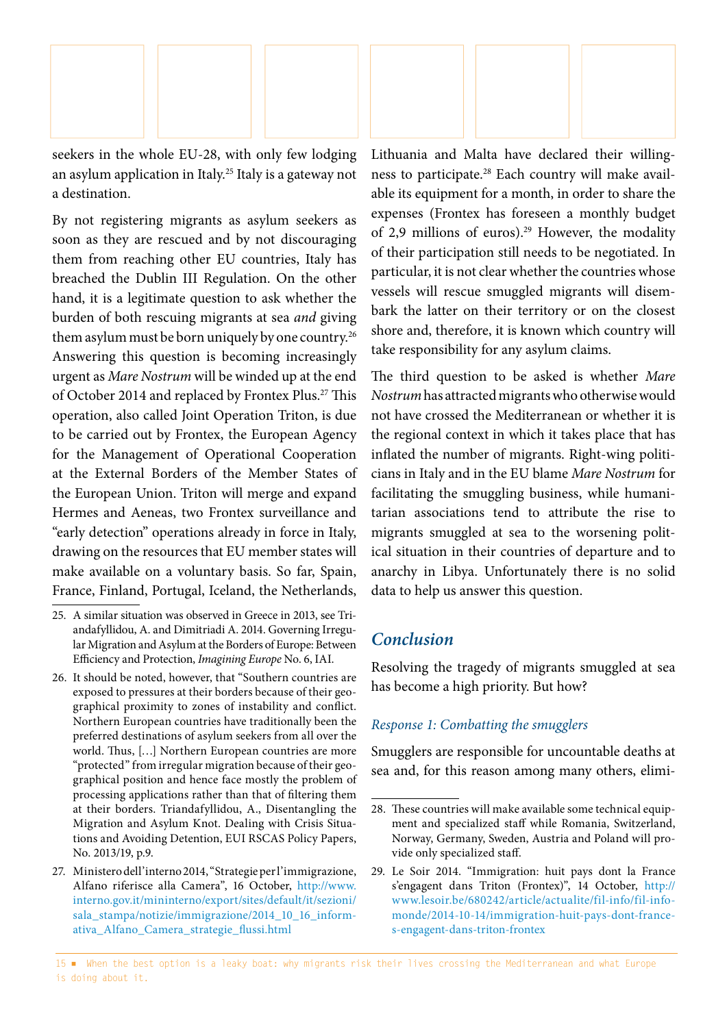seekers in the whole EU-28, with only few lodging an asylum application in Italy.[25] Italy is a gateway not a destination.

By not registering migrants as asylum seekers as soon as they are rescued and by not discouraging them from reaching other EU countries, Italy has breached the Dublin III Regulation. On the other hand, it is a legitimate question to ask whether the burden of both rescuing migrants at sea *and* giving them asylum must be born uniquely by one country.[26] Answering this question is becoming increasingly urgent as *Mare Nostrum* will be winded up at the end of October 2014 and replaced by Frontex Plus.[27] This operation, also called Joint Operation Triton, is due to be carried out by Frontex, the European Agency for the Management of Operational Cooperation at the External Borders of the Member States of the European Union. Triton will merge and expand Hermes and Aeneas, two Frontex surveillance and "early detection" operations already in force in Italy, drawing on the resources that EU member states will make available on a voluntary basis. So far, Spain, France, Finland, Portugal, Iceland, the Netherlands, Lithuania and Malta have declared their willingness to participate.[28] Each country will make available its equipment for a month, in order to share the expenses (Frontex has foreseen a monthly budget of 2,9 millions of euros).[29] However, the modality of their participation still needs to be negotiated. In particular, it is not clear whether the countries whose vessels will rescue smuggled migrants will disembark the latter on their territory or on the closest shore and, therefore, it is known which country will take responsibility for any asylum claims.

The third question to be asked is whether *Mare Nostrum* has attracted migrants who otherwise would not have crossed the Mediterranean or whether it is the regional context in which it takes place that has inflated the number of migrants. Right-wing politicians in Italy and in the EU blame *Mare Nostrum* for facilitating the smuggling business, while humanitarian associations tend to attribute the rise to migrants smuggled at sea to the worsening political situation in their countries of departure and to anarchy in Libya. Unfortunately there is no solid data to help us answer this question.

## *Conclusion*

Resolving the tragedy of migrants smuggled at sea has become a high priority. But how?

### *Response 1: Combatting the smugglers*

Smugglers are responsible for uncountable deaths at sea and, for this reason among many others, elimi-

---

25. A similar situation was observed in Greece in 2013, see Triandafyllidou, A. and Dimitriadi A. 2014. Governing Irregular Migration and Asylum at the Borders of Europe: Between Efficiency and Protection, *Imagining Europe* No. 6, IAI.

26. It should be noted, however, that "Southern countries are exposed to pressures at their borders because of their geographical proximity to zones of instability and conflict. Northern European countries have traditionally been the preferred destinations of asylum seekers from all over the world. Thus, […] Northern European countries are more "protected" from irregular migration because of their geographical position and hence face mostly the problem of processing applications rather than that of filtering them at their borders. Triandafyllidou, A., Disentangling the Migration and Asylum Knot. Dealing with Crisis Situations and Avoiding Detention, EUI RSCAS Policy Papers, No. 2013/19, p.9.

27. Ministero dell'interno 2014, "Strategie per l'immigrazione, Alfano riferisce alla Camera", 16 October, http://www.interno.gov.it/mininterno/export/sites/default/it/sezioni/sala_stampa/notizie/immigrazione/2014_10_16_informativa_Alfano_Camera_strategie_flussi.html

28. These countries will make available some technical equipment and specialized staff while Romania, Switzerland, Norway, Germany, Sweden, Austria and Poland will provide only specialized staff.

29. Le Soir 2014. "Immigration: huit pays dont la France s'engagent dans Triton (Frontex)", 14 October, http://www.lesoir.be/680242/article/actualite/fil-info/fil-info-monde/2014-10-14/immigration-huit-pays-dont-france-s-engagent-dans-triton-frontex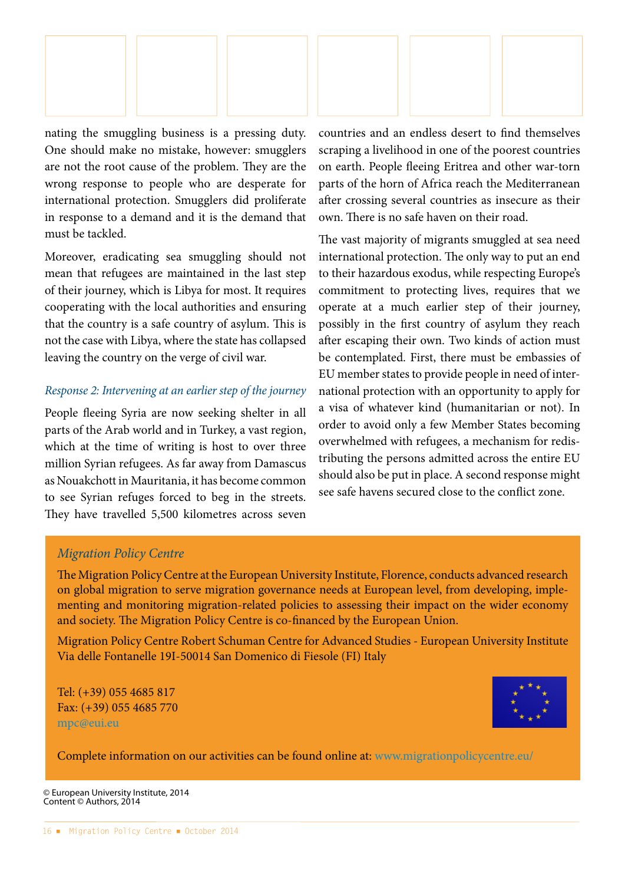nating the smuggling business is a pressing duty. One should make no mistake, however: smugglers are not the root cause of the problem. They are the wrong response to people who are desperate for international protection. Smugglers did proliferate in response to a demand and it is the demand that must be tackled.

Moreover, eradicating sea smuggling should not mean that refugees are maintained in the last step of their journey, which is Libya for most. It requires cooperating with the local authorities and ensuring that the country is a safe country of asylum. This is not the case with Libya, where the state has collapsed leaving the country on the verge of civil war.

*Response 2: Intervening at an earlier step of the journey*

People fleeing Syria are now seeking shelter in all parts of the Arab world and in Turkey, a vast region, which at the time of writing is host to over three million Syrian refugees. As far away from Damascus as Nouakchott in Mauritania, it has become common to see Syrian refuges forced to beg in the streets. They have travelled 5,500 kilometres across seven countries and an endless desert to find themselves scraping a livelihood in one of the poorest countries on earth. People fleeing Eritrea and other war-torn parts of the horn of Africa reach the Mediterranean after crossing several countries as insecure as their own. There is no safe haven on their road.

The vast majority of migrants smuggled at sea need international protection. The only way to put an end to their hazardous exodus, while respecting Europe's commitment to protecting lives, requires that we operate at a much earlier step of their journey, possibly in the first country of asylum they reach after escaping their own. Two kinds of action must be contemplated. First, there must be embassies of EU member states to provide people in need of international protection with an opportunity to apply for a visa of whatever kind (humanitarian or not). In order to avoid only a few Member States becoming overwhelmed with refugees, a mechanism for redistributing the persons admitted across the entire EU should also be put in place. A second response might see safe havens secured close to the conflict zone.

*Migration Policy Centre*

The Migration Policy Centre at the European University Institute, Florence, conducts advanced research on global migration to serve migration governance needs at European level, from developing, implementing and monitoring migration-related policies to assessing their impact on the wider economy and society. The Migration Policy Centre is co-financed by the European Union.

Migration Policy Centre Robert Schuman Centre for Advanced Studies - European University Institute
Via delle Fontanelle 19I-50014 San Domenico di Fiesole (FI) Italy

Tel: (+39) 055 4685 817
Fax: (+39) 055 4685 770
mpc@eui.eu

Complete information on our activities can be found online at: www.migrationpolicycentre.eu/

© European University Institute, 2014
Content © Authors, 2014